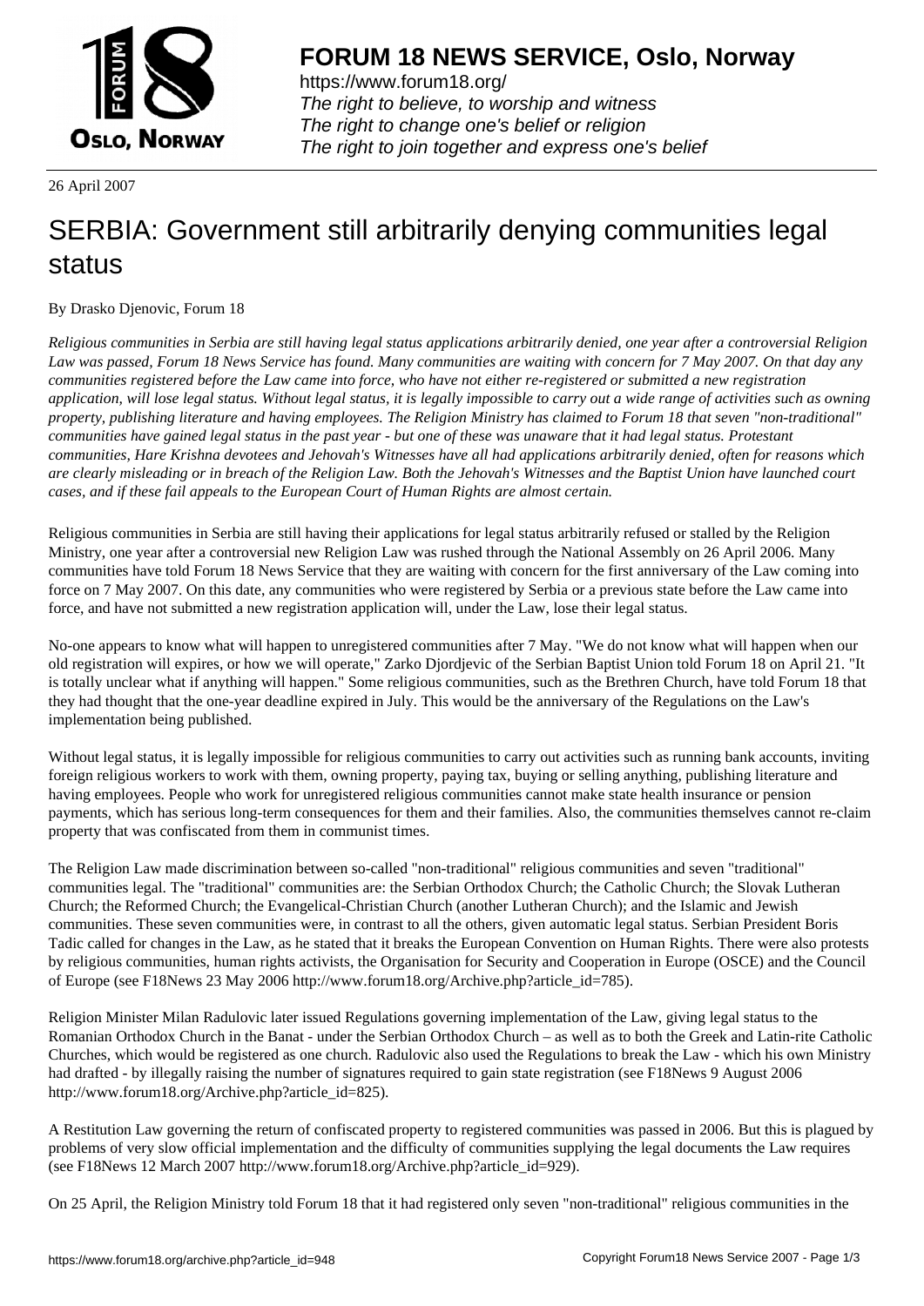26 April 2007

# SERBIA: Government still arbitrarily denying communities legal status

By Drasko Djenovic, Forum 18

*Religious communities in Serbia are still having legal status applications arbitrarily denied, one year after a controversial Religion Law was passed, Forum 18 News Service has found. Many communities are waiting with concern for 7 May 2007. On that day any communities registered before the Law came into force, who have not either re-registered or submitted a new registration application, will lose legal status. Without legal status, it is legally impossible to carry out a wide range of activities such as owning property, publishing literature and having employees. The Religion Ministry has claimed to Forum 18 that seven "non-traditional" communities have gained legal status in the past year - but one of these was unaware that it had legal status. Protestant communities, Hare Krishna devotees and Jehovah's Witnesses have all had applications arbitrarily denied, often for reasons which are clearly misleading or in breach of the Religion Law. Both the Jehovah's Witnesses and the Baptist Union have launched court cases, and if these fail appeals to the European Court of Human Rights are almost certain.*

Religious communities in Serbia are still having their applications for legal status arbitrarily refused or stalled by the Religion Ministry, one year after a controversial new Religion Law was rushed through the National Assembly on 26 April 2006. Many communities have told Forum 18 News Service that they are waiting with concern for the first anniversary of the Law coming into force on 7 May 2007. On this date, any communities who were registered by Serbia or a previous state before the Law came into force, and have not submitted a new registration application will, under the Law, lose their legal status.

No-one appears to know what will happen to unregistered communities after 7 May. "We do not know what will happen when our old registration will expires, or how we will operate," Zarko Djordjevic of the Serbian Baptist Union told Forum 18 on April 21. "It is totally unclear what if anything will happen." Some religious communities, such as the Brethren Church, have told Forum 18 that they had thought that the one-year deadline expired in July. This would be the anniversary of the Regulations on the Law's implementation being published.

Without legal status, it is legally impossible for religious communities to carry out activities such as running bank accounts, inviting foreign religious workers to work with them, owning property, paying tax, buying or selling anything, publishing literature and having employees. People who work for unregistered religious communities cannot make state health insurance or pension payments, which has serious long-term consequences for them and their families. Also, the communities themselves cannot re-claim property that was confiscated from them in communist times.

The Religion Law made discrimination between so-called "non-traditional" religious communities and seven "traditional" communities legal. The "traditional" communities are: the Serbian Orthodox Church; the Catholic Church; the Slovak Lutheran Church; the Reformed Church; the Evangelical-Christian Church (another Lutheran Church); and the Islamic and Jewish communities. These seven communities were, in contrast to all the others, given automatic legal status. Serbian President Boris Tadic called for changes in the Law, as he stated that it breaks the European Convention on Human Rights. There were also protests by religious communities, human rights activists, the Organisation for Security and Cooperation in Europe (OSCE) and the Council of Europe (see F18News 23 May 2006 http://www.forum18.org/Archive.php?article_id=785).

Religion Minister Milan Radulovic later issued Regulations governing implementation of the Law, giving legal status to the Romanian Orthodox Church in the Banat - under the Serbian Orthodox Church – as well as to both the Greek and Latin-rite Catholic Churches, which would be registered as one church. Radulovic also used the Regulations to break the Law - which his own Ministry had drafted - by illegally raising the number of signatures required to gain state registration (see F18News 9 August 2006 http://www.forum18.org/Archive.php?article_id=825).

A Restitution Law governing the return of confiscated property to registered communities was passed in 2006. But this is plagued by problems of very slow official implementation and the difficulty of communities supplying the legal documents the Law requires (see F18News 12 March 2007 http://www.forum18.org/Archive.php?article_id=929).

On 25 April, the Religion Ministry told Forum 18 that it had registered only seven "non-traditional" religious communities in the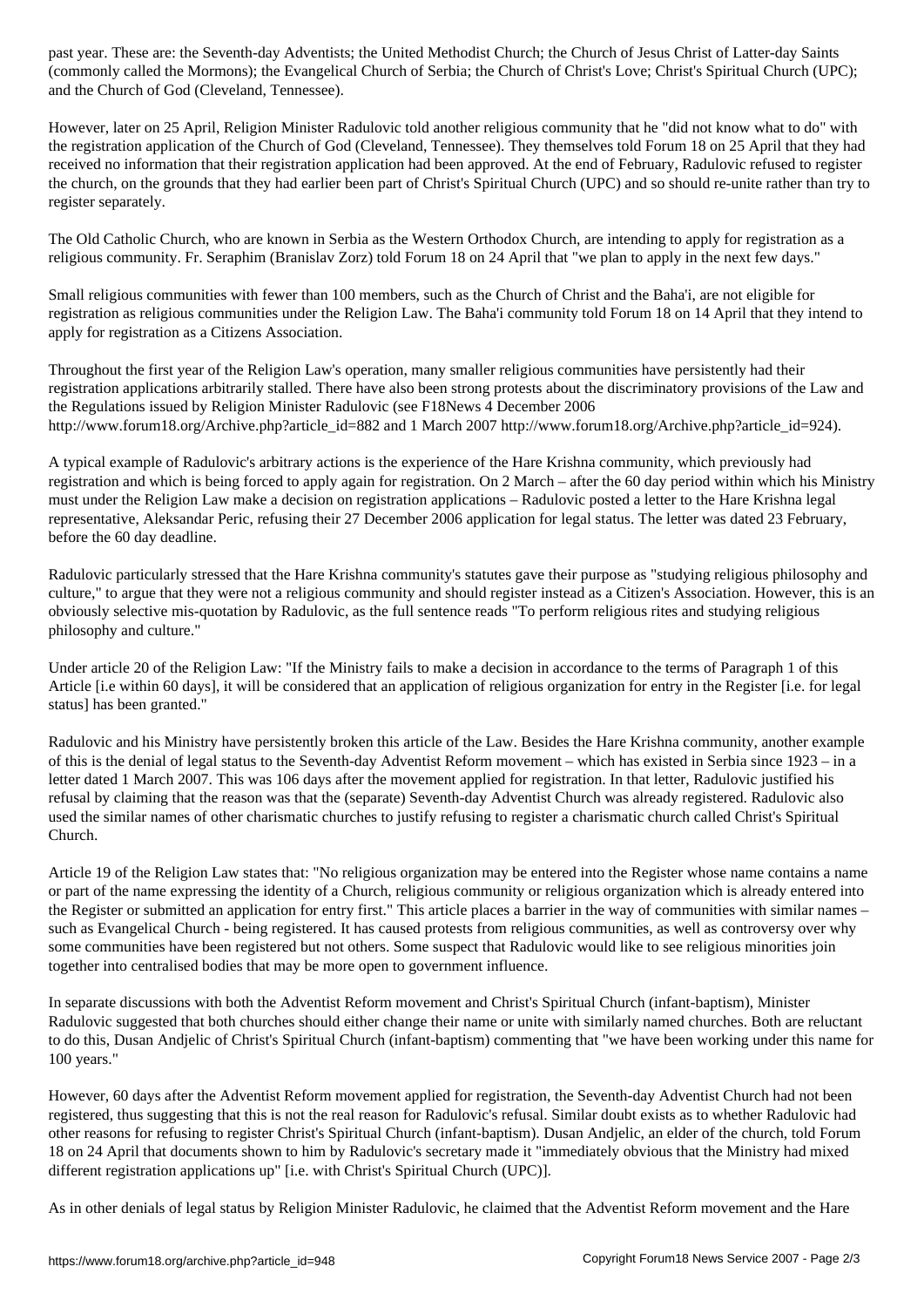past year. These are: the Seventh-day Adventists; the United Methodist Church; the Church of Jesus Christ of Latter-day Saints (commonly called the Mormons); the Evangelical Church of Serbia; the Church of Christ's Love; Christ's Spiritual Church (UPC); and the Church of God (Cleveland, Tennessee).

However, later on 25 April, Religion Minister Radulovic told another religious community that he "did not know what to do" with the registration application of the Church of God (Cleveland, Tennessee). They themselves told Forum 18 on 25 April that they had received no information that their registration application had been approved. At the end of February, Radulovic refused to register the church, on the grounds that they had earlier been part of Christ's Spiritual Church (UPC) and so should re-unite rather than try to register separately.

The Old Catholic Church, who are known in Serbia as the Western Orthodox Church, are intending to apply for registration as a religious community. Fr. Seraphim (Branislav Zorz) told Forum 18 on 24 April that "we plan to apply in the next few days."

Small religious communities with fewer than 100 members, such as the Church of Christ and the Baha'i, are not eligible for registration as religious communities under the Religion Law. The Baha'i community told Forum 18 on 14 April that they intend to apply for registration as a Citizens Association.

Throughout the first year of the Religion Law's operation, many smaller religious communities have persistently had their registration applications arbitrarily stalled. There have also been strong protests about the discriminatory provisions of the Law and the Regulations issued by Religion Minister Radulovic (see F18News 4 December 2006 http://www.forum18.org/Archive.php?article_id=882 and 1 March 2007 http://www.forum18.org/Archive.php?article_id=924).

A typical example of Radulovic's arbitrary actions is the experience of the Hare Krishna community, which previously had registration and which is being forced to apply again for registration. On 2 March – after the 60 day period within which his Ministry must under the Religion Law make a decision on registration applications – Radulovic posted a letter to the Hare Krishna legal representative, Aleksandar Peric, refusing their 27 December 2006 application for legal status. The letter was dated 23 February, before the 60 day deadline.

Radulovic particularly stressed that the Hare Krishna community's statutes gave their purpose as "studying religious philosophy and culture," to argue that they were not a religious community and should register instead as a Citizen's Association. However, this is an obviously selective mis-quotation by Radulovic, as the full sentence reads "To perform religious rites and studying religious philosophy and culture."

Under article 20 of the Religion Law: "If the Ministry fails to make a decision in accordance to the terms of Paragraph 1 of this Article [i.e within 60 days], it will be considered that an application of religious organization for entry in the Register [i.e. for legal status] has been granted."

Radulovic and his Ministry have persistently broken this article of the Law. Besides the Hare Krishna community, another example of this is the denial of legal status to the Seventh-day Adventist Reform movement – which has existed in Serbia since 1923 – in a letter dated 1 March 2007. This was 106 days after the movement applied for registration. In that letter, Radulovic justified his refusal by claiming that the reason was that the (separate) Seventh-day Adventist Church was already registered. Radulovic also used the similar names of other charismatic churches to justify refusing to register a charismatic church called Christ's Spiritual Church.

Article 19 of the Religion Law states that: "No religious organization may be entered into the Register whose name contains a name or part of the name expressing the identity of a Church, religious community or religious organization which is already entered into the Register or submitted an application for entry first." This article places a barrier in the way of communities with similar names – such as Evangelical Church - being registered. It has caused protests from religious communities, as well as controversy over why some communities have been registered but not others. Some suspect that Radulovic would like to see religious minorities join together into centralised bodies that may be more open to government influence.

In separate discussions with both the Adventist Reform movement and Christ's Spiritual Church (infant-baptism), Minister Radulovic suggested that both churches should either change their name or unite with similarly named churches. Both are reluctant to do this, Dusan Andjelic of Christ's Spiritual Church (infant-baptism) commenting that "we have been working under this name for 100 years."

However, 60 days after the Adventist Reform movement applied for registration, the Seventh-day Adventist Church had not been registered, thus suggesting that this is not the real reason for Radulovic's refusal. Similar doubt exists as to whether Radulovic had other reasons for refusing to register Christ's Spiritual Church (infant-baptism). Dusan Andjelic, an elder of the church, told Forum 18 on 24 April that documents shown to him by Radulovic's secretary made it "immediately obvious that the Ministry had mixed different registration applications up" [i.e. with Christ's Spiritual Church (UPC)].

As in other denials of legal status by Religion Minister Radulovic, he claimed that the Adventist Reform movement and the Hare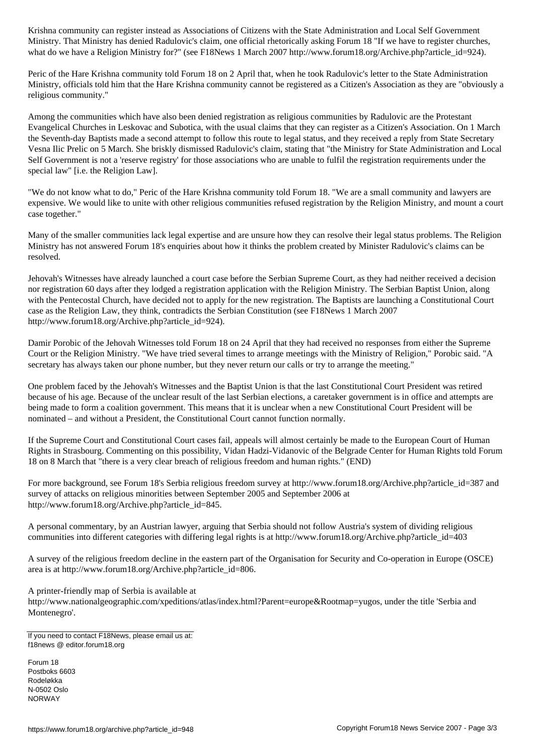Krishna community can register instead as Associations of Citizens with the State Administration and Local Self Government Ministry. That Ministry has denied Radulovic's claim, one official rhetorically asking Forum 18 "If we have to register churches, what do we have a Religion Ministry for?" (see F18News 1 March 2007 http://www.forum18.org/Archive.php?article_id=924).

Peric of the Hare Krishna community told Forum 18 on 2 April that, when he took Radulovic's letter to the State Administration Ministry, officials told him that the Hare Krishna community cannot be registered as a Citizen's Association as they are "obviously a religious community."

Among the communities which have also been denied registration as religious communities by Radulovic are the Protestant Evangelical Churches in Leskovac and Subotica, with the usual claims that they can register as a Citizen's Association. On 1 March the Seventh-day Baptists made a second attempt to follow this route to legal status, and they received a reply from State Secretary Vesna Ilic Prelic on 5 March. She briskly dismissed Radulovic's claim, stating that "the Ministry for State Administration and Local Self Government is not a 'reserve registry' for those associations who are unable to fulfil the registration requirements under the special law" [i.e. the Religion Law].

"We do not know what to do," Peric of the Hare Krishna community told Forum 18. "We are a small community and lawyers are expensive. We would like to unite with other religious communities refused registration by the Religion Ministry, and mount a court case together."

Many of the smaller communities lack legal expertise and are unsure how they can resolve their legal status problems. The Religion Ministry has not answered Forum 18's enquiries about how it thinks the problem created by Minister Radulovic's claims can be resolved.

Jehovah's Witnesses have already launched a court case before the Serbian Supreme Court, as they had neither received a decision nor registration 60 days after they lodged a registration application with the Religion Ministry. The Serbian Baptist Union, along with the Pentecostal Church, have decided not to apply for the new registration. The Baptists are launching a Constitutional Court case as the Religion Law, they think, contradicts the Serbian Constitution (see F18News 1 March 2007 http://www.forum18.org/Archive.php?article_id=924).

Damir Porobic of the Jehovah Witnesses told Forum 18 on 24 April that they had received no responses from either the Supreme Court or the Religion Ministry. "We have tried several times to arrange meetings with the Ministry of Religion," Porobic said. "A secretary has always taken our phone number, but they never return our calls or try to arrange the meeting."

One problem faced by the Jehovah's Witnesses and the Baptist Union is that the last Constitutional Court President was retired because of his age. Because of the unclear result of the last Serbian elections, a caretaker government is in office and attempts are being made to form a coalition government. This means that it is unclear when a new Constitutional Court President will be nominated – and without a President, the Constitutional Court cannot function normally.

If the Supreme Court and Constitutional Court cases fail, appeals will almost certainly be made to the European Court of Human Rights in Strasbourg. Commenting on this possibility, Vidan Hadzi-Vidanovic of the Belgrade Center for Human Rights told Forum 18 on 8 March that "there is a very clear breach of religious freedom and human rights." (END)

For more background, see Forum 18's Serbia religious freedom survey at http://www.forum18.org/Archive.php?article_id=387 and survey of attacks on religious minorities between September 2005 and September 2006 at http://www.forum18.org/Archive.php?article_id=845.

A personal commentary, by an Austrian lawyer, arguing that Serbia should not follow Austria's system of dividing religious communities into different categories with differing legal rights is at http://www.forum18.org/Archive.php?article_id=403

A survey of the religious freedom decline in the eastern part of the Organisation for Security and Co-operation in Europe (OSCE) area is at http://www.forum18.org/Archive.php?article_id=806.

A printer-friendly map of Serbia is available at
http://www.nationalgeographic.com/xpeditions/atlas/index.html?Parent=europe&Rootmap=yugos, under the title 'Serbia and Montenegro'.

If you need to contact F18News, please email us at:
f18news @ editor.forum18.org

Forum 18
Postboks 6603
Rodeløkka
N-0502 Oslo
NORWAY